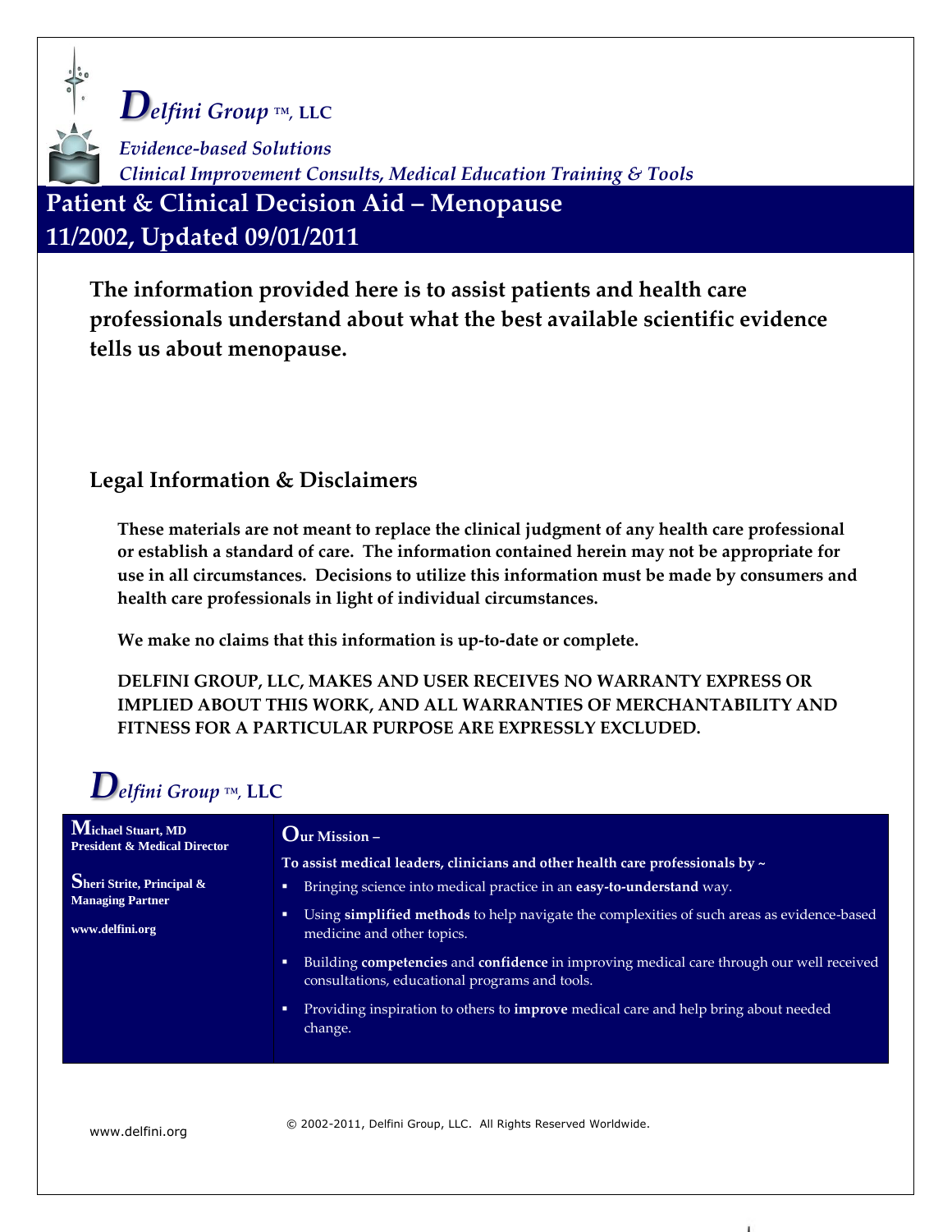# *Delfini Group* ™, LLC

*Evidence-based Solutions*
*Clinical Improvement Consults, Medical Education Training & Tools*

# Patient & Clinical Decision Aid – Menopause
# 11/2002, Updated 09/01/2011

**The information provided here is to assist patients and health care professionals understand about what the best available scientific evidence tells us about menopause.**

## Legal Information & Disclaimers

**These materials are not meant to replace the clinical judgment of any health care professional or establish a standard of care. The information contained herein may not be appropriate for use in all circumstances. Decisions to utilize this information must be made by consumers and health care professionals in light of individual circumstances.**

**We make no claims that this information is up-to-date or complete.**

**DELFINI GROUP, LLC, MAKES AND USER RECEIVES NO WARRANTY EXPRESS OR IMPLIED ABOUT THIS WORK, AND ALL WARRANTIES OF MERCHANTABILITY AND FITNESS FOR A PARTICULAR PURPOSE ARE EXPRESSLY EXCLUDED.**

## *Delfini Group* ™, LLC

**Michael Stuart, MD**
**President & Medical Director**

**Sheri Strite, Principal & Managing Partner**

**www.delfini.org**

**Our Mission –**

**To assist medical leaders, clinicians and other health care professionals by ~**

- Bringing science into medical practice in an **easy-to-understand** way.
- Using **simplified methods** to help navigate the complexities of such areas as evidence-based medicine and other topics.
- Building **competencies** and **confidence** in improving medical care through our well received consultations, educational programs and tools.
- Providing inspiration to others to **improve** medical care and help bring about needed change.

www.delfini.org

© 2002-2011, Delfini Group, LLC. All Rights Reserved Worldwide.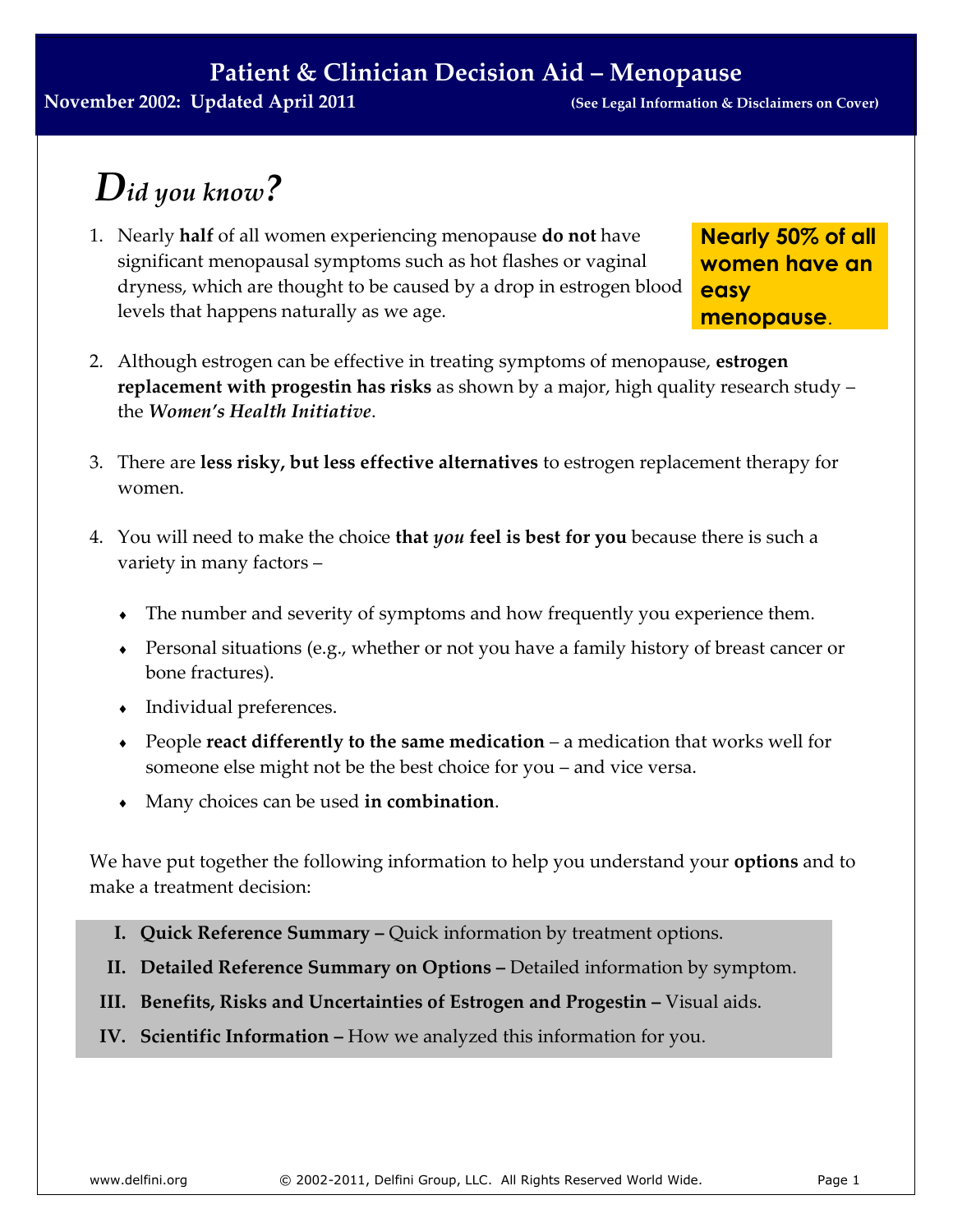# Patient & Clinician Decision Aid – Menopause

**November 2002: Updated April 2011** **(See Legal Information & Disclaimers on Cover)**

## *Did you know?*

1. Nearly **half** of all women experiencing menopause **do not** have significant menopausal symptoms such as hot flashes or vaginal dryness, which are thought to be caused by a drop in estrogen blood levels that happens naturally as we age.

**Nearly 50% of all women have an easy menopause**.

2. Although estrogen can be effective in treating symptoms of menopause, **estrogen replacement with progestin has risks** as shown by a major, high quality research study – the ***Women's Health Initiative***.

3. There are **less risky, but less effective alternatives** to estrogen replacement therapy for women.

4. You will need to make the choice **that *you* feel is best for you** because there is such a variety in many factors –

   - The number and severity of symptoms and how frequently you experience them.
   - Personal situations (e.g., whether or not you have a family history of breast cancer or bone fractures).
   - Individual preferences.
   - People **react differently to the same medication** – a medication that works well for someone else might not be the best choice for you – and vice versa.
   - Many choices can be used **in combination**.

We have put together the following information to help you understand your **options** and to make a treatment decision:

I. **Quick Reference Summary –** Quick information by treatment options.
II. **Detailed Reference Summary on Options –** Detailed information by symptom.
III. **Benefits, Risks and Uncertainties of Estrogen and Progestin –** Visual aids.
IV. **Scientific Information –** How we analyzed this information for you.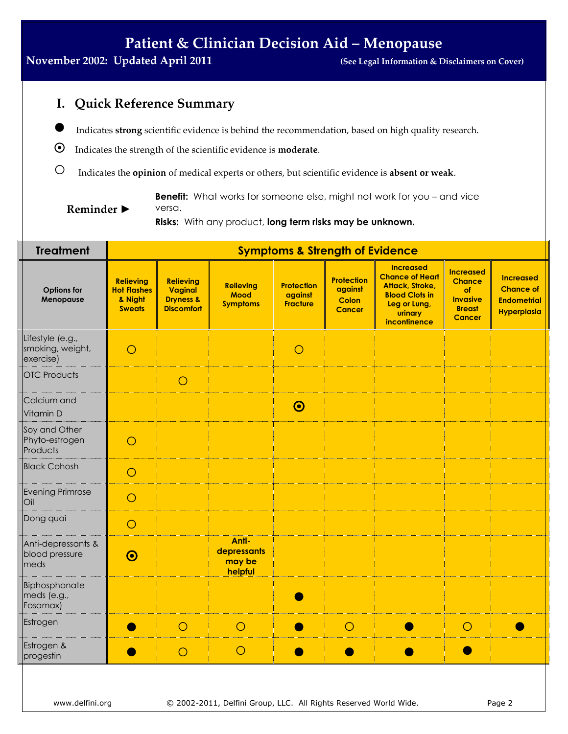# Patient & Clinician Decision Aid – Menopause

**November 2002: Updated April 2011** (See Legal Information & Disclaimers on Cover)

## I. Quick Reference Summary

● Indicates **strong** scientific evidence is behind the recommendation, based on high quality research.

⦿ Indicates the strength of the scientific evidence is **moderate**.

○ Indicates the **opinion** of medical experts or others, but scientific evidence is **absent or weak**.

**Reminder ►**

**Benefit:** What works for someone else, might not work for you – and vice versa.

**Risks:** With any product, **long term risks may be unknown.**

| Treatment | Symptoms & Strength of Evidence | | | | | | | |
|---|---|---|---|---|---|---|---|---|
| **Options for Menopause** | **Relieving Hot Flashes & Night Sweats** | **Relieving Vaginal Dryness & Discomfort** | **Relieving Mood Symptoms** | **Protection against Fracture** | **Protection against Colon Cancer** | **Increased Chance of Heart Attack, Stroke, Blood Clots in Leg or Lung, urinary incontinence** | **Increased Chance of Invasive Breast Cancer** | **Increased Chance of Endometrial Hyperplasia** |
| Lifestyle (e.g., smoking, weight, exercise) | ○ | | | ○ | | | | |
| OTC Products | | ○ | | | | | | |
| Calcium and Vitamin D | | | | ⦿ | | | | |
| Soy and Other Phyto-estrogen Products | ○ | | | | | | | |
| Black Cohosh | ○ | | | | | | | |
| Evening Primrose Oil | ○ | | | | | | | |
| Dong quai | ○ | | | | | | | |
| Anti-depressants & blood pressure meds | ⦿ | | **Anti-depressants may be helpful** | | | | | |
| Biphosphonate meds (e.g., Fosamax) | | | | ● | | | | |
| Estrogen | ● | ○ | ○ | ● | ○ | ● | ○ | ● |
| Estrogen & progestin | ● | ○ | ○ | ● | ● | ● | ● | |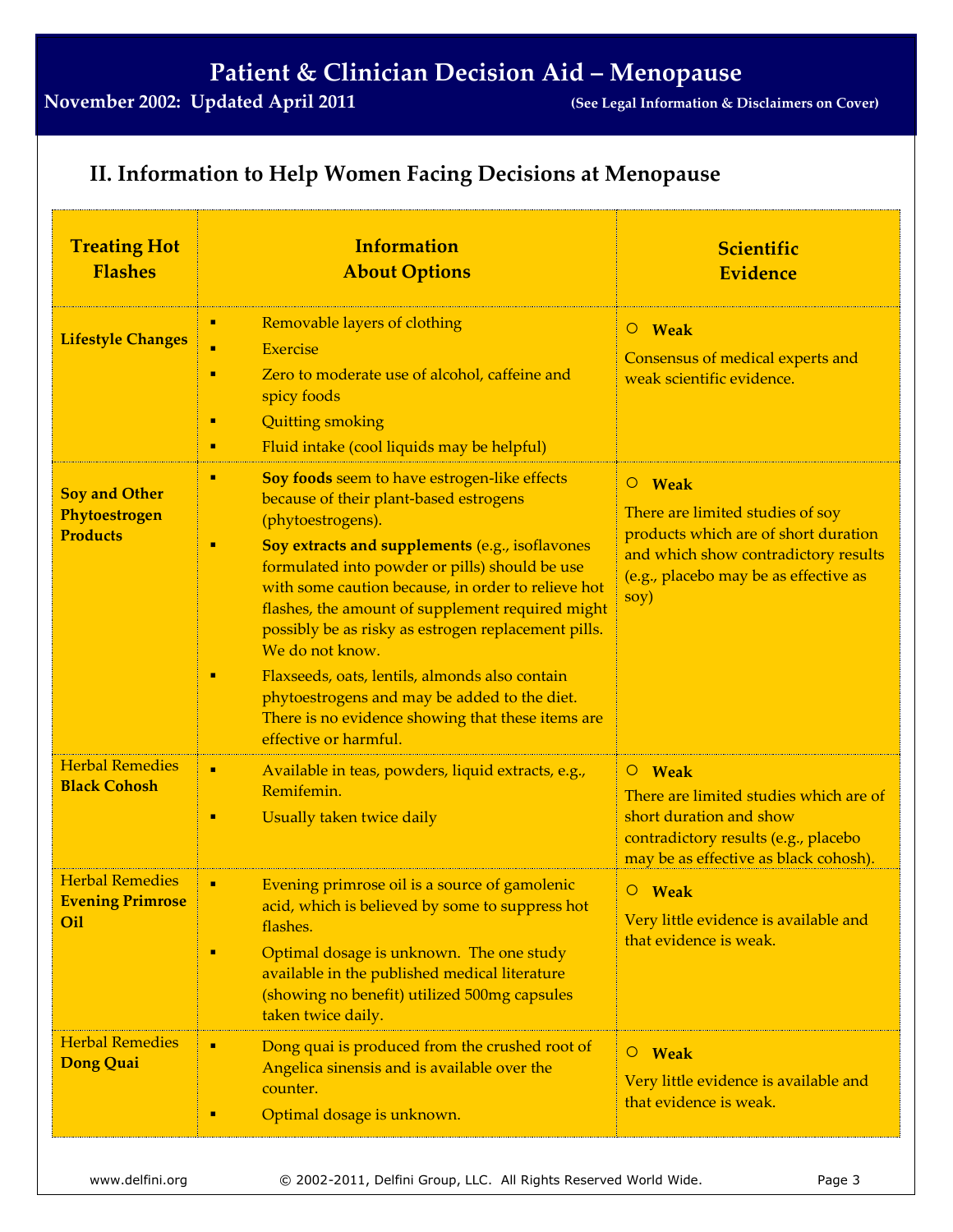## II. Information to Help Women Facing Decisions at Menopause

| Treating Hot Flashes | Information About Options | Scientific Evidence |
|---|---|---|
| **Lifestyle Changes** | ▪ Removable layers of clothing<br>▪ Exercise<br>▪ Zero to moderate use of alcohol, caffeine and spicy foods<br>▪ Quitting smoking<br>▪ Fluid intake (cool liquids may be helpful) | ○ **Weak**<br>Consensus of medical experts and weak scientific evidence. |
| **Soy and Other Phytoestrogen Products** | ▪ **Soy foods** seem to have estrogen-like effects because of their plant-based estrogens (phytoestrogens).<br>▪ **Soy extracts and supplements** (e.g., isoflavones formulated into powder or pills) should be use with some caution because, in order to relieve hot flashes, the amount of supplement required might possibly be as risky as estrogen replacement pills. We do not know.<br>▪ Flaxseeds, oats, lentils, almonds also contain phytoestrogens and may be added to the diet. There is no evidence showing that these items are effective or harmful. | ○ **Weak**<br>There are limited studies of soy products which are of short duration and which show contradictory results (e.g., placebo may be as effective as soy) |
| Herbal Remedies **Black Cohosh** | ▪ Available in teas, powders, liquid extracts, e.g., Remifemin.<br>▪ Usually taken twice daily | ○ **Weak**<br>There are limited studies which are of short duration and show contradictory results (e.g., placebo may be as effective as black cohosh). |
| Herbal Remedies **Evening Primrose Oil** | ▪ Evening primrose oil is a source of gamolenic acid, which is believed by some to suppress hot flashes.<br>▪ Optimal dosage is unknown. The one study available in the published medical literature (showing no benefit) utilized 500mg capsules taken twice daily. | ○ **Weak**<br>Very little evidence is available and that evidence is weak. |
| Herbal Remedies **Dong Quai** | ▪ Dong quai is produced from the crushed root of Angelica sinensis and is available over the counter.<br>▪ Optimal dosage is unknown. | ○ **Weak**<br>Very little evidence is available and that evidence is weak. |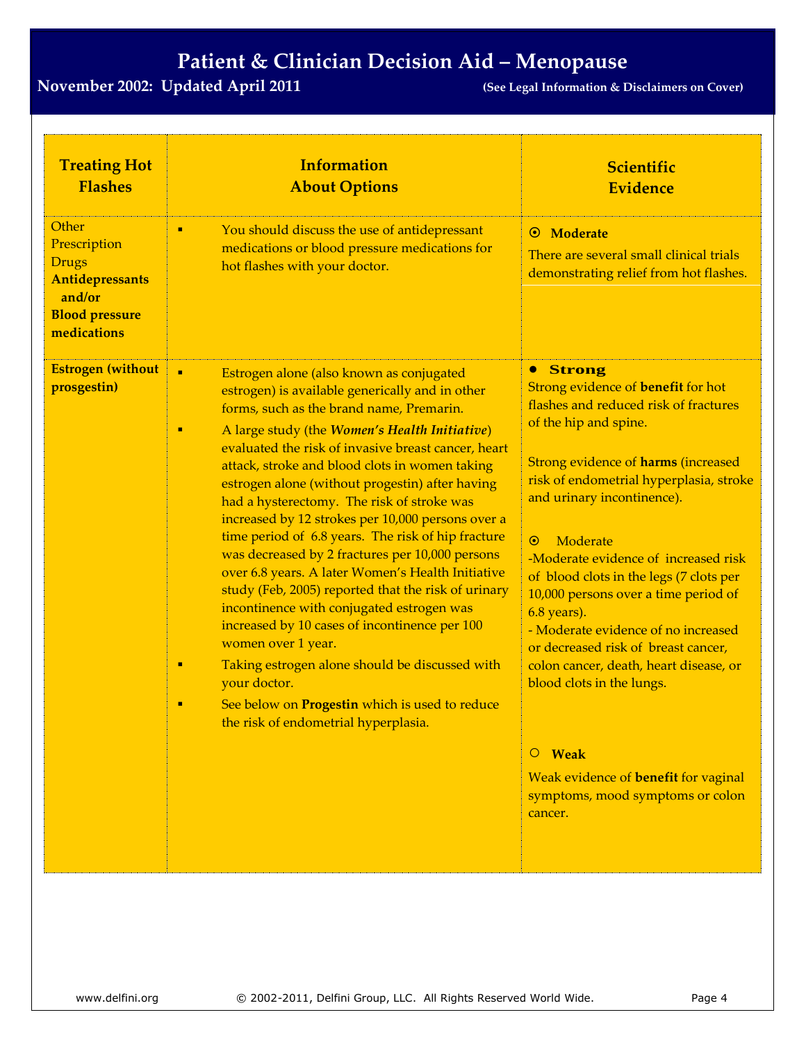# Patient & Clinician Decision Aid – Menopause

**November 2002: Updated April 2011** **(See Legal Information & Disclaimers on Cover)**

| Treating Hot Flashes | Information About Options | Scientific Evidence |
|---|---|---|
| Other Prescription Drugs **Antidepressants and/or Blood pressure medications** | ▪ You should discuss the use of antidepressant medications or blood pressure medications for hot flashes with your doctor. | ⊙ **Moderate**<br>There are several small clinical trials demonstrating relief from hot flashes. |
| **Estrogen (without prosgestin)** | ▪ Estrogen alone (also known as conjugated estrogen) is available generically and in other forms, such as the brand name, Premarin.<br>▪ A large study (the ***Women's Health Initiative***) evaluated the risk of invasive breast cancer, heart attack, stroke and blood clots in women taking estrogen alone (without progestin) after having had a hysterectomy. The risk of stroke was increased by 12 strokes per 10,000 persons over a time period of 6.8 years. The risk of hip fracture was decreased by 2 fractures per 10,000 persons over 6.8 years. A later Women's Health Initiative study (Feb, 2005) reported that the risk of urinary incontinence with conjugated estrogen was increased by 10 cases of incontinence per 100 women over 1 year.<br>▪ Taking estrogen alone should be discussed with your doctor.<br>▪ See below on **Progestin** which is used to reduce the risk of endometrial hyperplasia. | ● **Strong**<br>Strong evidence of **benefit** for hot flashes and reduced risk of fractures of the hip and spine.<br><br>Strong evidence of **harms** (increased risk of endometrial hyperplasia, stroke and urinary incontinence).<br><br>⊙ Moderate<br>-Moderate evidence of increased risk of blood clots in the legs (7 clots per 10,000 persons over a time period of 6.8 years).<br>- Moderate evidence of no increased or decreased risk of breast cancer, colon cancer, death, heart disease, or blood clots in the lungs.<br><br>○ **Weak**<br>Weak evidence of **benefit** for vaginal symptoms, mood symptoms or colon cancer. |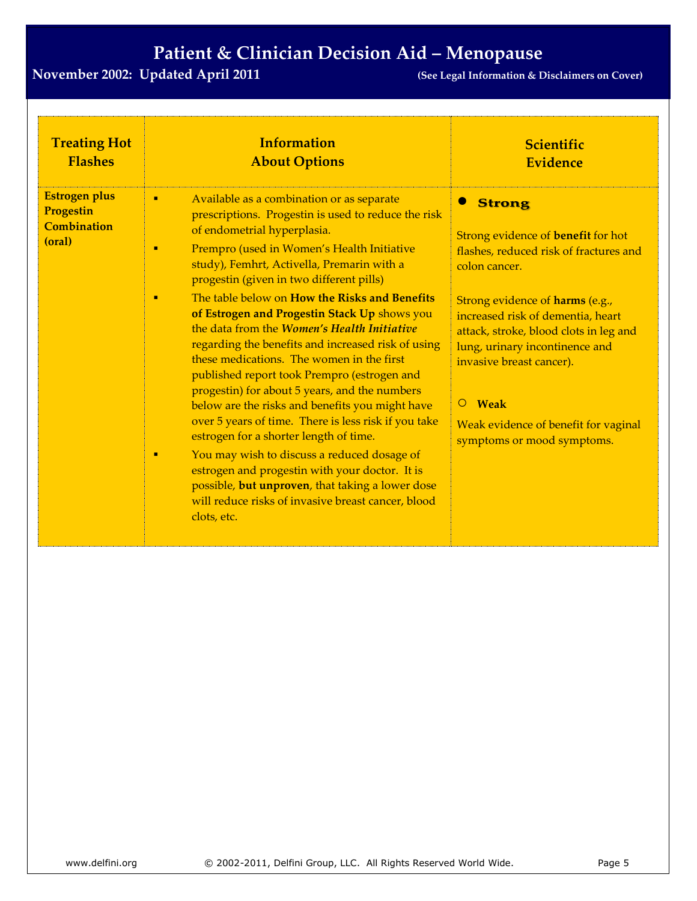| Treating Hot Flashes | Information About Options | Scientific Evidence |
|---|---|---|
| **Estrogen plus Progestin Combination (oral)** | ▪ Available as a combination or as separate prescriptions. Progestin is used to reduce the risk of endometrial hyperplasia.<br>▪ Prempro (used in Women's Health Initiative study), Femhrt, Activella, Premarin with a progestin (given in two different pills)<br>▪ The table below on **How the Risks and Benefits of Estrogen and Progestin Stack Up** shows you the data from the ***Women's Health Initiative*** regarding the benefits and increased risk of using these medications. The women in the first published report took Prempro (estrogen and progestin) for about 5 years, and the numbers below are the risks and benefits you might have over 5 years of time. There is less risk if you take estrogen for a shorter length of time.<br>▪ You may wish to discuss a reduced dosage of estrogen and progestin with your doctor. It is possible, **but unproven**, that taking a lower dose will reduce risks of invasive breast cancer, blood clots, etc. | ● **Strong**<br><br>Strong evidence of **benefit** for hot flashes, reduced risk of fractures and colon cancer.<br><br>Strong evidence of **harms** (e.g., increased risk of dementia, heart attack, stroke, blood clots in leg and lung, urinary incontinence and invasive breast cancer).<br><br>○ **Weak**<br><br>Weak evidence of benefit for vaginal symptoms or mood symptoms. |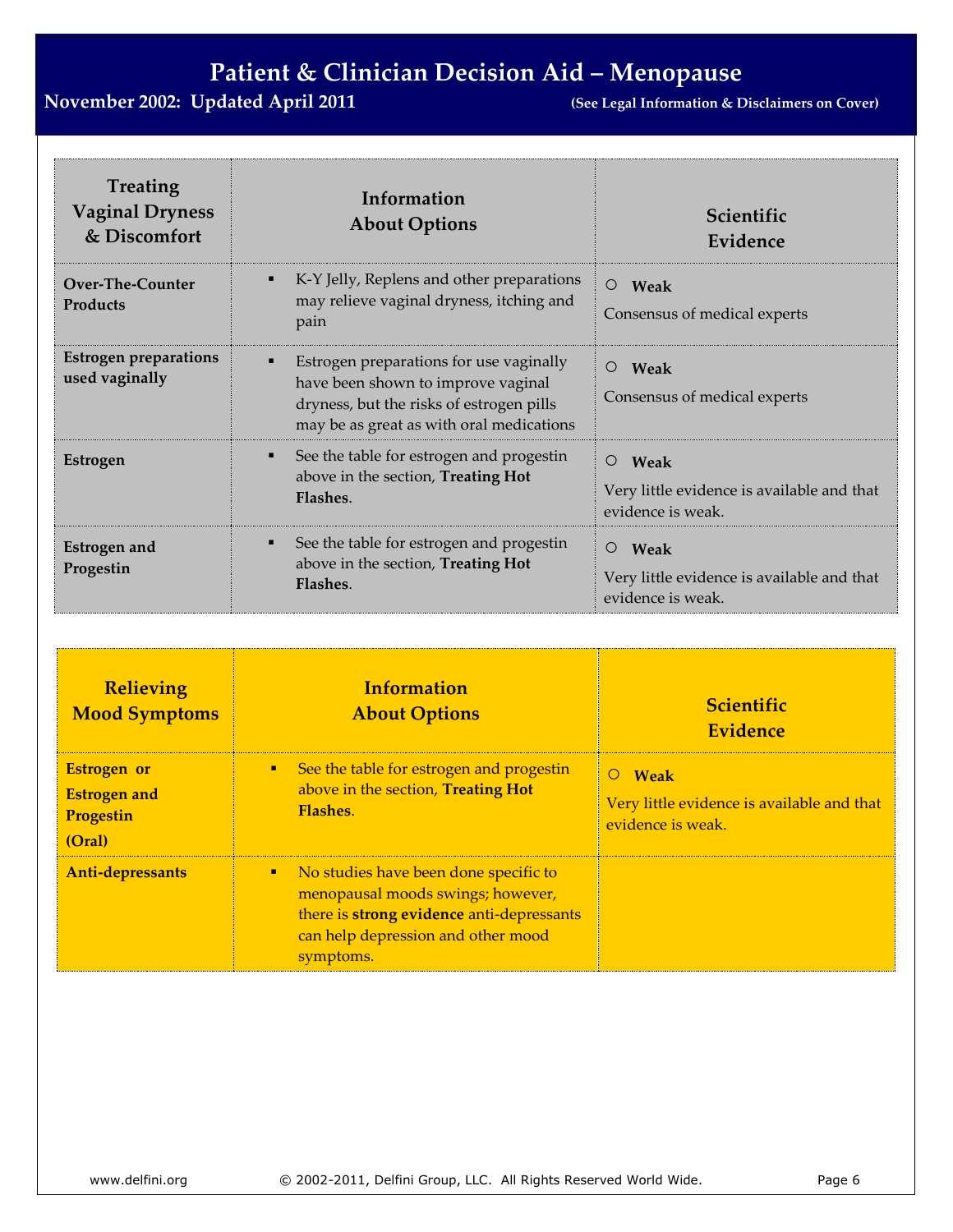| Treating Vaginal Dryness & Discomfort | Information About Options | Scientific Evidence |
|---|---|---|
| **Over-The-Counter Products** | ▪ K-Y Jelly, Replens and other preparations may relieve vaginal dryness, itching and pain | ○ **Weak** Consensus of medical experts |
| **Estrogen preparations used vaginally** | ▪ Estrogen preparations for use vaginally have been shown to improve vaginal dryness, but the risks of estrogen pills may be as great as with oral medications | ○ **Weak** Consensus of medical experts |
| **Estrogen** | ▪ See the table for estrogen and progestin above in the section, **Treating Hot Flashes**. | ○ **Weak** Very little evidence is available and that evidence is weak. |
| **Estrogen and Progestin** | ▪ See the table for estrogen and progestin above in the section, **Treating Hot Flashes**. | ○ **Weak** Very little evidence is available and that evidence is weak. |

| Relieving Mood Symptoms | Information About Options | Scientific Evidence |
|---|---|---|
| **Estrogen or Estrogen and Progestin (Oral)** | ▪ See the table for estrogen and progestin above in the section, **Treating Hot Flashes**. | ○ **Weak** Very little evidence is available and that evidence is weak. |
| **Anti-depressants** | ▪ No studies have been done specific to menopausal moods swings; however, there is **strong evidence** anti-depressants can help depression and other mood symptoms. | |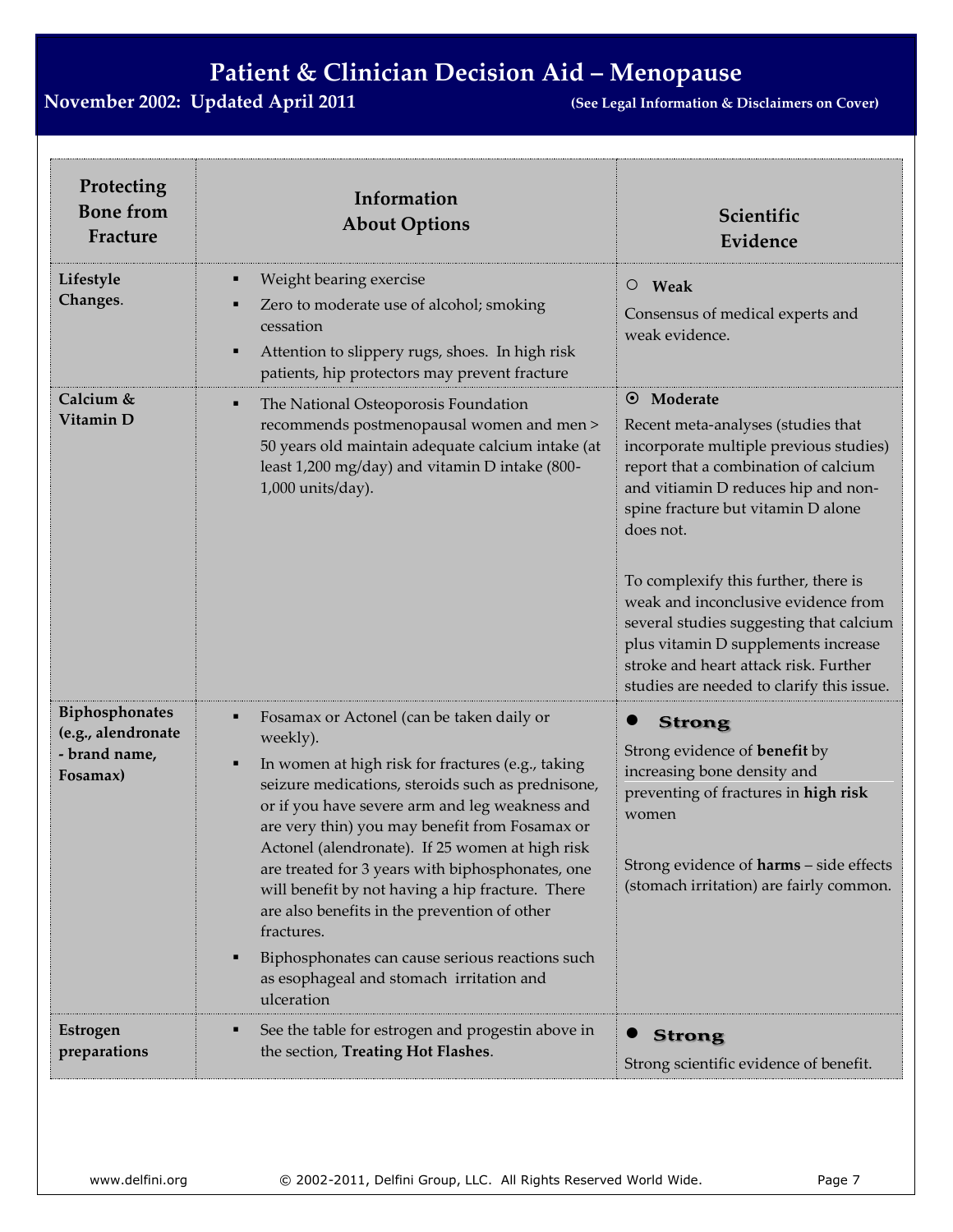| Protecting Bone from Fracture | Information About Options | Scientific Evidence |
|---|---|---|
| **Lifestyle Changes**. | ▪ Weight bearing exercise<br>▪ Zero to moderate use of alcohol; smoking cessation<br>▪ Attention to slippery rugs, shoes. In high risk patients, hip protectors may prevent fracture | ○ **Weak**<br>Consensus of medical experts and weak evidence. |
| **Calcium & Vitamin D** | ▪ The National Osteoporosis Foundation recommends postmenopausal women and men > 50 years old maintain adequate calcium intake (at least 1,200 mg/day) and vitamin D intake (800-1,000 units/day). | ⊙ **Moderate**<br>Recent meta-analyses (studies that incorporate multiple previous studies) report that a combination of calcium and vitiamin D reduces hip and non-spine fracture but vitamin D alone does not.<br><br>To complexify this further, there is weak and inconclusive evidence from several studies suggesting that calcium plus vitamin D supplements increase stroke and heart attack risk. Further studies are needed to clarify this issue. |
| **Biphosphonates (e.g., alendronate - brand name, Fosamax)** | ▪ Fosamax or Actonel (can be taken daily or weekly).<br>▪ In women at high risk for fractures (e.g., taking seizure medications, steroids such as prednisone, or if you have severe arm and leg weakness and are very thin) you may benefit from Fosamax or Actonel (alendronate). If 25 women at high risk are treated for 3 years with biphosphonates, one will benefit by not having a hip fracture. There are also benefits in the prevention of other fractures.<br>▪ Biphosphonates can cause serious reactions such as esophageal and stomach irritation and ulceration | ● **Strong**<br>Strong evidence of **benefit** by increasing bone density and preventing of fractures in **high risk** women<br><br>Strong evidence of **harms** – side effects (stomach irritation) are fairly common. |
| **Estrogen preparations** | ▪ See the table for estrogen and progestin above in the section, **Treating Hot Flashes**. | ● **Strong**<br>Strong scientific evidence of benefit. |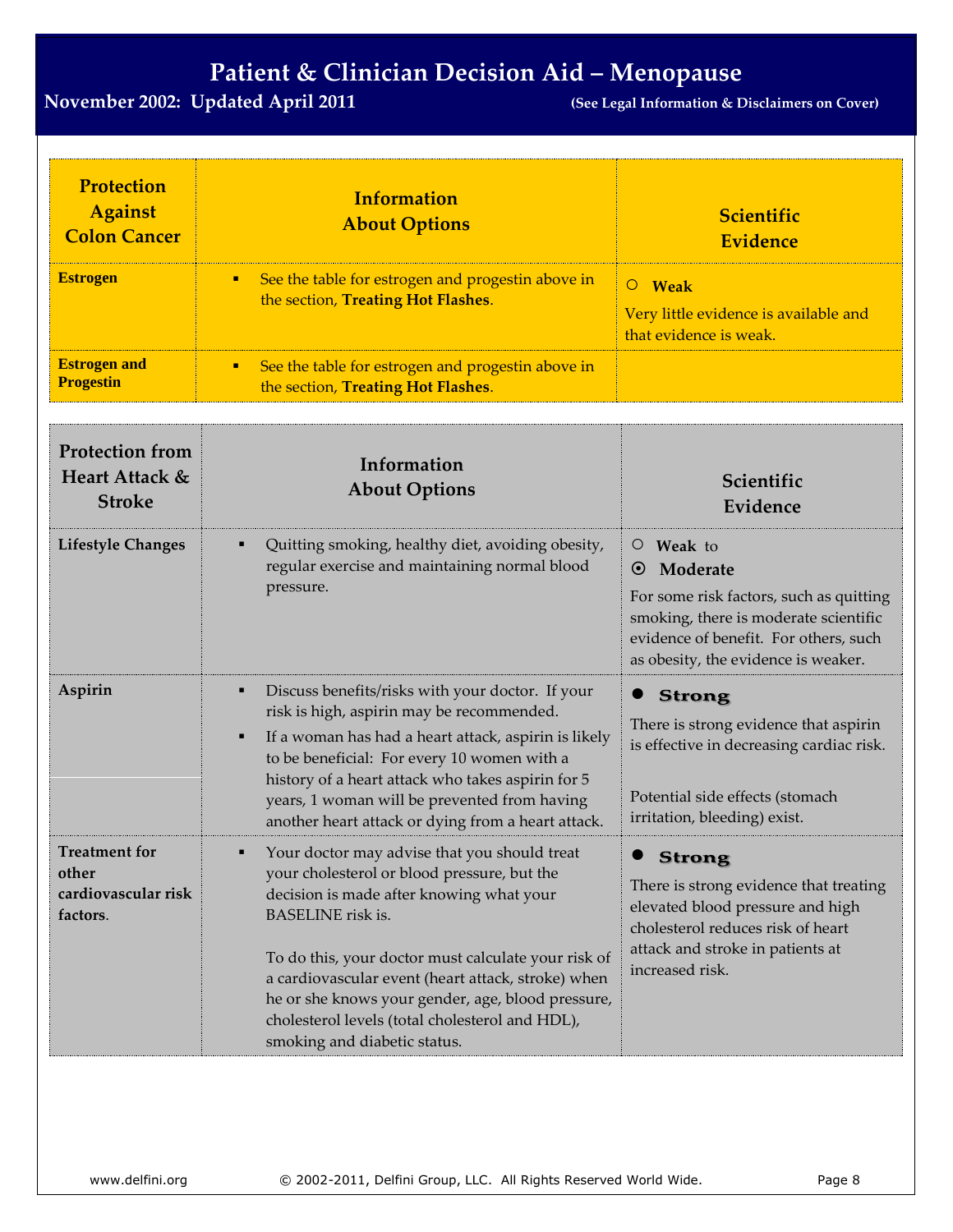| Protection Against Colon Cancer | Information About Options | Scientific Evidence |
|---|---|---|
| **Estrogen** | ▪ See the table for estrogen and progestin above in the section, **Treating Hot Flashes**. | ○ **Weak**<br>Very little evidence is available and that evidence is weak. |
| **Estrogen and Progestin** | ▪ See the table for estrogen and progestin above in the section, **Treating Hot Flashes**. | |

| Protection from Heart Attack & Stroke | Information About Options | Scientific Evidence |
|---|---|---|
| **Lifestyle Changes** | ▪ Quitting smoking, healthy diet, avoiding obesity, regular exercise and maintaining normal blood pressure. | ○ **Weak** to<br>⊙ **Moderate**<br>For some risk factors, such as quitting smoking, there is moderate scientific evidence of benefit. For others, such as obesity, the evidence is weaker. |
| **Aspirin** | ▪ Discuss benefits/risks with your doctor. If your risk is high, aspirin may be recommended.<br>▪ If a woman has had a heart attack, aspirin is likely to be beneficial: For every 10 women with a history of a heart attack who takes aspirin for 5 years, 1 woman will be prevented from having another heart attack or dying from a heart attack. | ● **Strong**<br>There is strong evidence that aspirin is effective in decreasing cardiac risk.<br><br>Potential side effects (stomach irritation, bleeding) exist. |
| **Treatment for other cardiovascular risk factors.** | ▪ Your doctor may advise that you should treat your cholesterol or blood pressure, but the decision is made after knowing what your BASELINE risk is.<br><br>To do this, your doctor must calculate your risk of a cardiovascular event (heart attack, stroke) when he or she knows your gender, age, blood pressure, cholesterol levels (total cholesterol and HDL), smoking and diabetic status. | ● **Strong**<br>There is strong evidence that treating elevated blood pressure and high cholesterol reduces risk of heart attack and stroke in patients at increased risk. |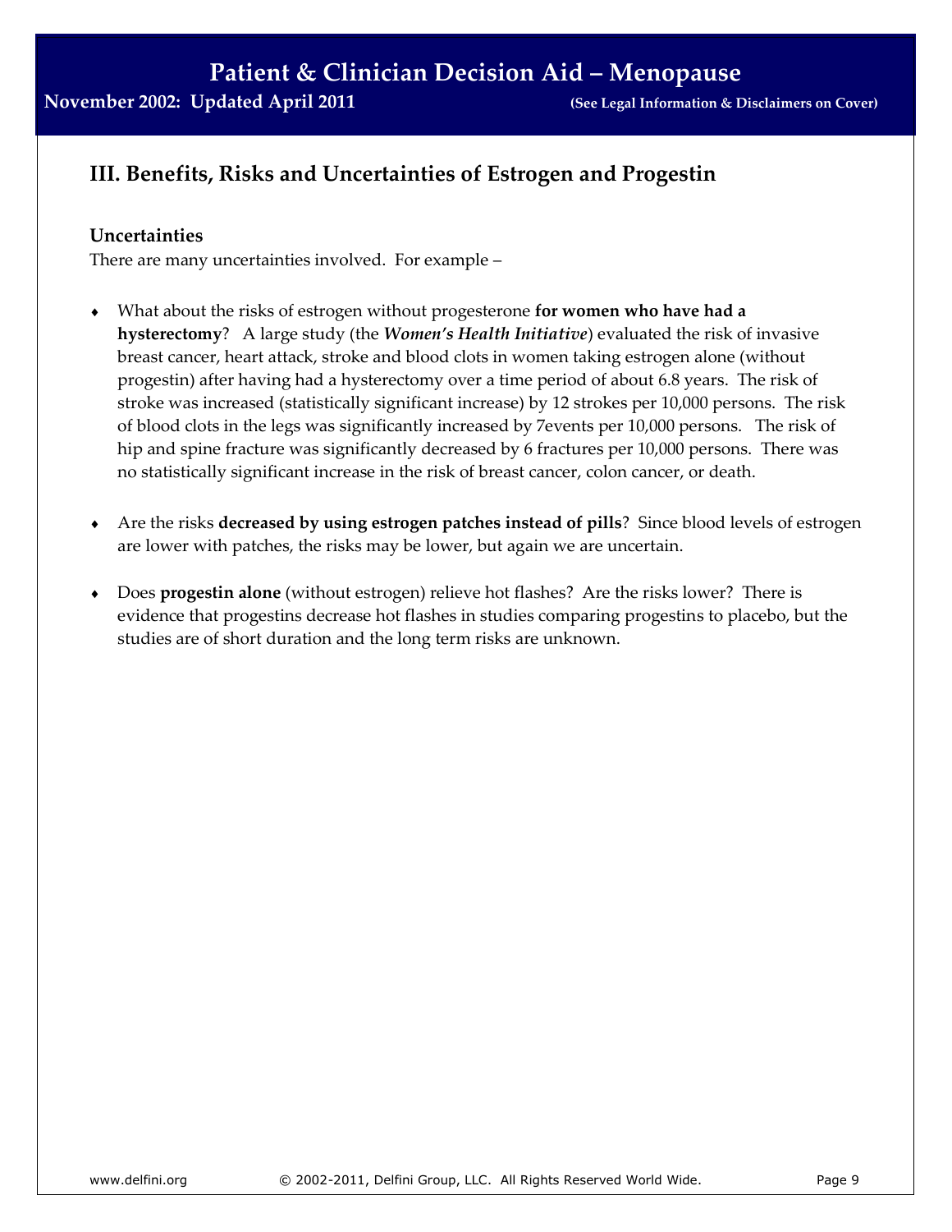## III. Benefits, Risks and Uncertainties of Estrogen and Progestin

### Uncertainties

There are many uncertainties involved. For example –

- What about the risks of estrogen without progesterone **for women who have had a hysterectomy**? A large study (the ***Women's Health Initiative***) evaluated the risk of invasive breast cancer, heart attack, stroke and blood clots in women taking estrogen alone (without progestin) after having had a hysterectomy over a time period of about 6.8 years. The risk of stroke was increased (statistically significant increase) by 12 strokes per 10,000 persons. The risk of blood clots in the legs was significantly increased by 7events per 10,000 persons. The risk of hip and spine fracture was significantly decreased by 6 fractures per 10,000 persons. There was no statistically significant increase in the risk of breast cancer, colon cancer, or death.

- Are the risks **decreased by using estrogen patches instead of pills**? Since blood levels of estrogen are lower with patches, the risks may be lower, but again we are uncertain.

- Does **progestin alone** (without estrogen) relieve hot flashes? Are the risks lower? There is evidence that progestins decrease hot flashes in studies comparing progestins to placebo, but the studies are of short duration and the long term risks are unknown.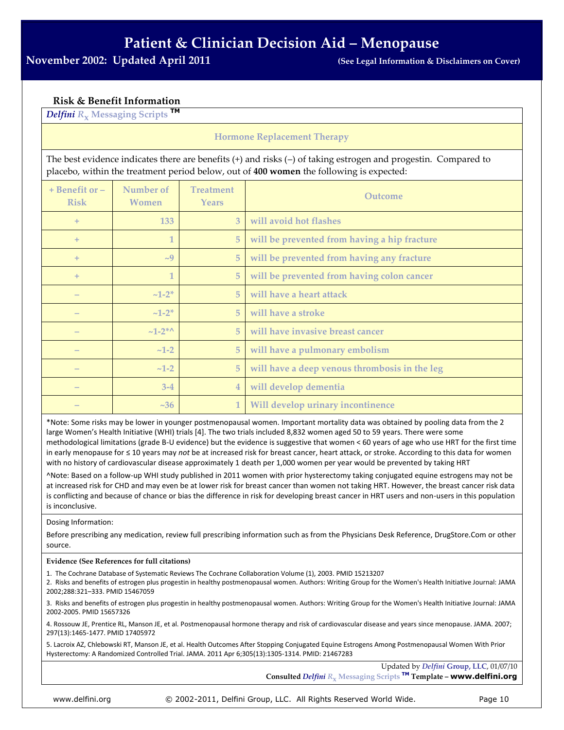# Patient & Clinician Decision Aid – Menopause

**November 2002: Updated April 2011** **(See Legal Information & Disclaimers on Cover)**

### Risk & Benefit Information

***Delfini*** ***$R_X$*** **Messaging Scripts ™**

**Hormone Replacement Therapy**

The best evidence indicates there are benefits (+) and risks (–) of taking estrogen and progestin. Compared to placebo, within the treatment period below, out of **400 women** the following is expected:

| + Benefit or – Risk | Number of Women | Treatment Years | Outcome |
|---|---|---|---|
| + | 133 | 3 | will avoid hot flashes |
| + | 1 | 5 | will be prevented from having a hip fracture |
| + | ~9 | 5 | will be prevented from having any fracture |
| + | 1 | 5 | will be prevented from having colon cancer |
| – | ~1-2* | 5 | will have a heart attack |
| – | ~1-2* | 5 | will have a stroke |
| – | ~1-2*^ | 5 | will have invasive breast cancer |
| – | ~1-2 | 5 | will have a pulmonary embolism |
| – | ~1-2 | 5 | will have a deep venous thrombosis in the leg |
| – | 3-4 | 4 | will develop dementia |
| – | ~36 | 1 | Will develop urinary incontinence |

*Note: Some risks may be lower in younger postmenopausal women. Important mortality data was obtained by pooling data from the 2 large Women's Health Initiative (WHI) trials [4]. The two trials included 8,832 women aged 50 to 59 years. There were some methodological limitations (grade B-U evidence) but the evidence is suggestive that women < 60 years of age who use HRT for the first time in early menopause for ≤ 10 years may *not* be at increased risk for breast cancer, heart attack, or stroke. According to this data for women with no history of cardiovascular disease approximately 1 death per 1,000 women per year would be prevented by taking HRT

^Note: Based on a follow-up WHI study published in 2011 women with prior hysterectomy taking conjugated equine estrogens may not be at increased risk for CHD and may even be at lower risk for breast cancer than women not taking HRT. However, the breast cancer risk data is conflicting and because of chance or bias the difference in risk for developing breast cancer in HRT users and non-users in this population is inconclusive.

Dosing Information:

Before prescribing any medication, review full prescribing information such as from the Physicians Desk Reference, DrugStore.Com or other source.

**Evidence (See References for full citations)**

1. The Cochrane Database of Systematic Reviews The Cochrane Collaboration Volume (1), 2003. PMID 15213207
2. Risks and benefits of estrogen plus progestin in healthy postmenopausal women. Authors: Writing Group for the Women's Health Initiative Journal: JAMA 2002;288:321–333. PMID 15467059
3. Risks and benefits of estrogen plus progestin in healthy postmenopausal women. Authors: Writing Group for the Women's Health Initiative Journal: JAMA 2002-2005. PMID 15657326
4. Rossouw JE, Prentice RL, Manson JE, et al. Postmenopausal hormone therapy and risk of cardiovascular disease and years since menopause. JAMA. 2007; 297(13):1465-1477. PMID 17405972
5. Lacroix AZ, Chlebowski RT, Manson JE, et al. Health Outcomes After Stopping Conjugated Equine Estrogens Among Postmenopausal Women With Prior Hysterectomy: A Randomized Controlled Trial. JAMA. 2011 Apr 6;305(13):1305-1314. PMID: 21467283

Updated by ***Delfini*** **Group, LLC**, 01/07/10

**Consulted** ***Delfini*** ***$R_X$*** **Messaging Scripts ™ Template – www.delfini.org**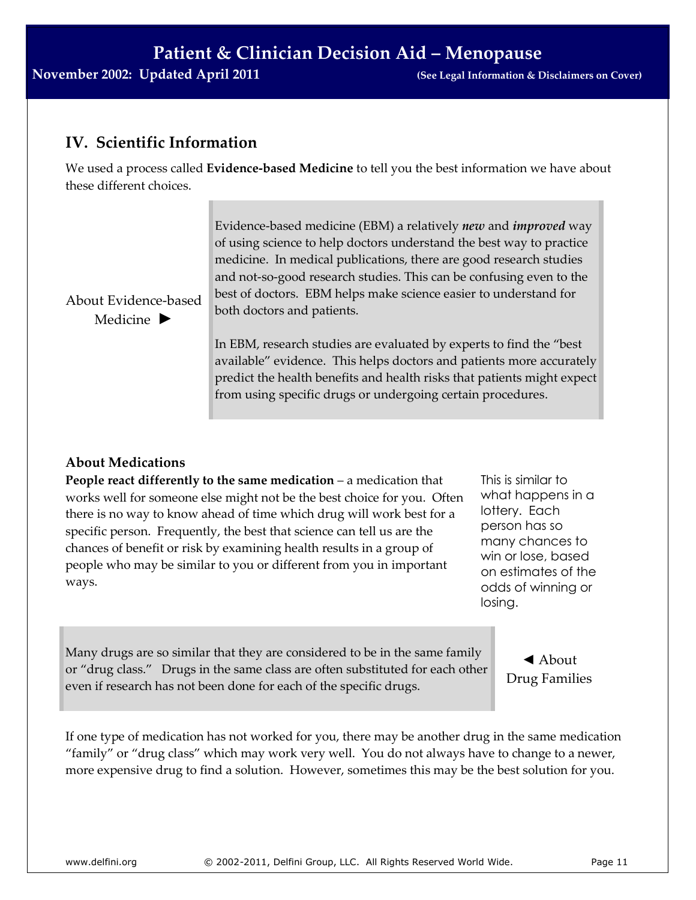## IV. Scientific Information

We used a process called **Evidence-based Medicine** to tell you the best information we have about these different choices.

About Evidence-based Medicine ►

Evidence-based medicine (EBM) a relatively ***new*** and ***improved*** way of using science to help doctors understand the best way to practice medicine. In medical publications, there are good research studies and not-so-good research studies. This can be confusing even to the best of doctors. EBM helps make science easier to understand for both doctors and patients.

In EBM, research studies are evaluated by experts to find the "best available" evidence. This helps doctors and patients more accurately predict the health benefits and health risks that patients might expect from using specific drugs or undergoing certain procedures.

**About Medications**

**People react differently to the same medication** – a medication that works well for someone else might not be the best choice for you. Often there is no way to know ahead of time which drug will work best for a specific person. Frequently, the best that science can tell us are the chances of benefit or risk by examining health results in a group of people who may be similar to you or different from you in important ways.

This is similar to what happens in a lottery. Each person has so many chances to win or lose, based on estimates of the odds of winning or losing.

◄ About Drug Families

Many drugs are so similar that they are considered to be in the same family or "drug class." Drugs in the same class are often substituted for each other even if research has not been done for each of the specific drugs.

If one type of medication has not worked for you, there may be another drug in the same medication "family" or "drug class" which may work very well. You do not always have to change to a newer, more expensive drug to find a solution. However, sometimes this may be the best solution for you.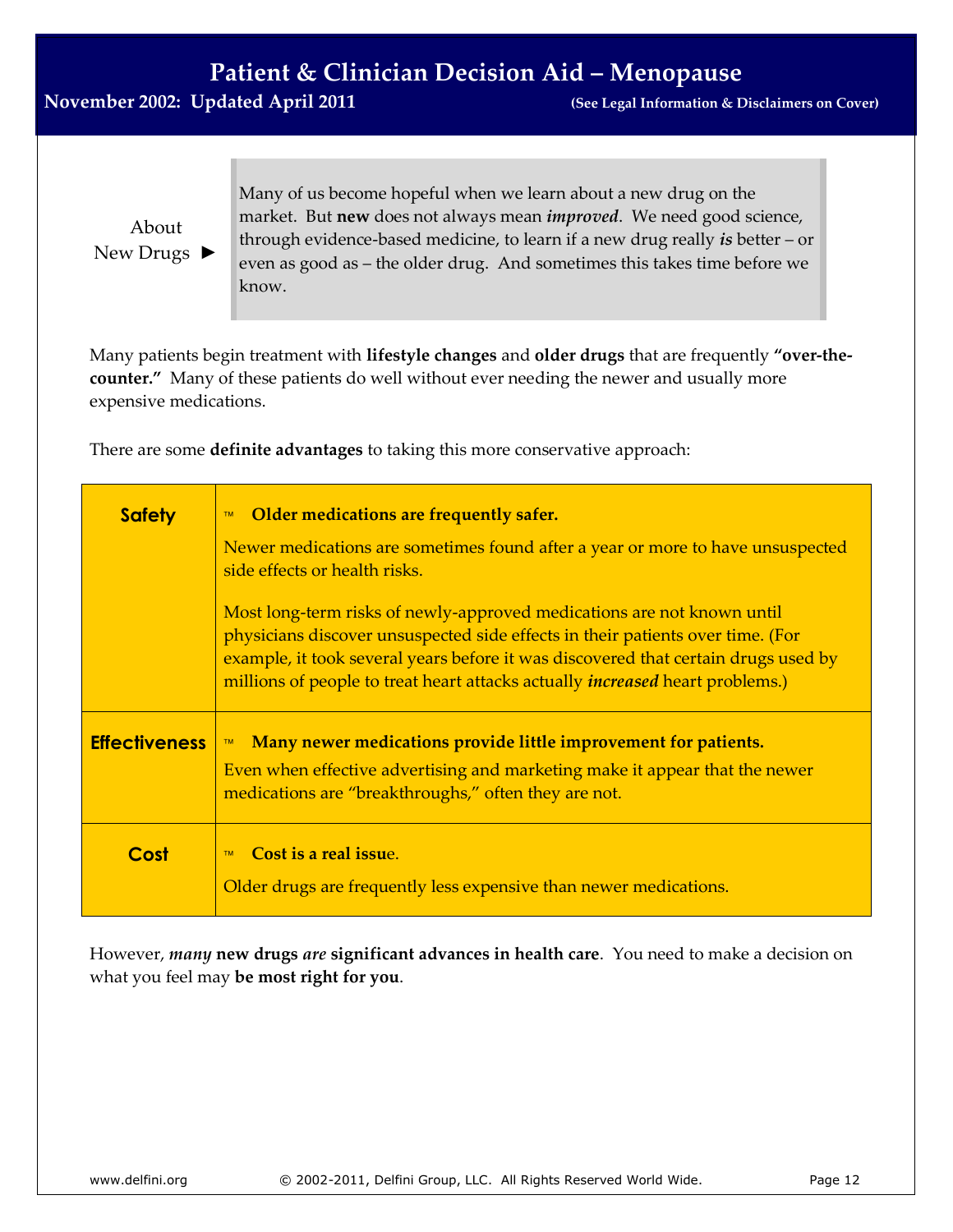| About New Drugs ► | Many of us become hopeful when we learn about a new drug on the market. But **new** does not always mean ***improved***. We need good science, through evidence-based medicine, to learn if a new drug really ***is*** better – or even as good as – the older drug. And sometimes this takes time before we know. |
|---|---|

Many patients begin treatment with **lifestyle changes** and **older drugs** that are frequently **"over-the-counter."** Many of these patients do well without ever needing the newer and usually more expensive medications.

There are some **definite advantages** to taking this more conservative approach:

| | |
|---|---|
| **Safety** | **Older medications are frequently safer.**<br><br>Newer medications are sometimes found after a year or more to have unsuspected side effects or health risks.<br><br>Most long-term risks of newly-approved medications are not known until physicians discover unsuspected side effects in their patients over time. (For example, it took several years before it was discovered that certain drugs used by millions of people to treat heart attacks actually ***increased*** heart problems.) |
| **Effectiveness** | **Many newer medications provide little improvement for patients.**<br><br>Even when effective advertising and marketing make it appear that the newer medications are "breakthroughs," often they are not. |
| **Cost** | **Cost is a real issue.**<br><br>Older drugs are frequently less expensive than newer medications. |

However, ***many*** **new drugs** ***are*** **significant advances in health care**. You need to make a decision on what you feel may **be most right for you**.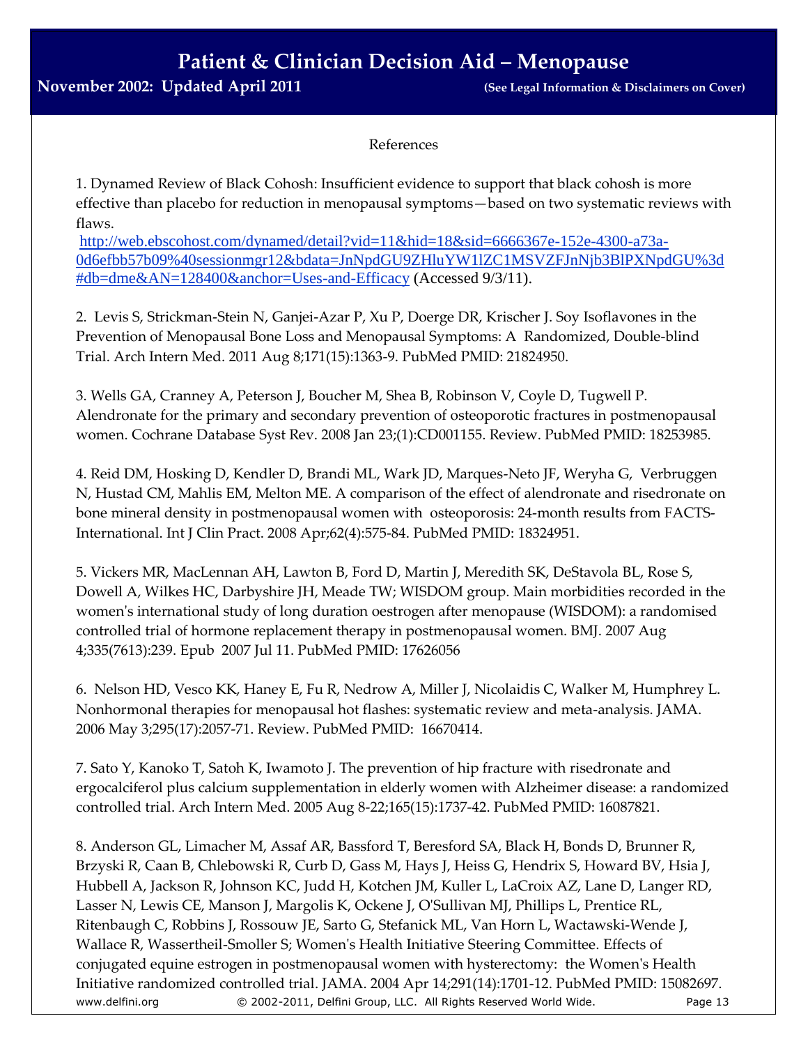References

1. Dynamed Review of Black Cohosh: Insufficient evidence to support that black cohosh is more effective than placebo for reduction in menopausal symptoms—based on two systematic reviews with flaws.
http://web.ebscohost.com/dynamed/detail?vid=11&hid=18&sid=6666367e-152e-4300-a73a-0d6efbb57b09%40sessionmgr12&bdata=JnNpdGU9ZHluYW1lZC1MSVZFJnNjb3BlPXNpdGU%3d#db=dme&AN=128400&anchor=Uses-and-Efficacy (Accessed 9/3/11).

2. Levis S, Strickman-Stein N, Ganjei-Azar P, Xu P, Doerge DR, Krischer J. Soy Isoflavones in the Prevention of Menopausal Bone Loss and Menopausal Symptoms: A Randomized, Double-blind Trial. Arch Intern Med. 2011 Aug 8;171(15):1363-9. PubMed PMID: 21824950.

3. Wells GA, Cranney A, Peterson J, Boucher M, Shea B, Robinson V, Coyle D, Tugwell P. Alendronate for the primary and secondary prevention of osteoporotic fractures in postmenopausal women. Cochrane Database Syst Rev. 2008 Jan 23;(1):CD001155. Review. PubMed PMID: 18253985.

4. Reid DM, Hosking D, Kendler D, Brandi ML, Wark JD, Marques-Neto JF, Weryha G, Verbruggen N, Hustad CM, Mahlis EM, Melton ME. A comparison of the effect of alendronate and risedronate on bone mineral density in postmenopausal women with osteoporosis: 24-month results from FACTS-International. Int J Clin Pract. 2008 Apr;62(4):575-84. PubMed PMID: 18324951.

5. Vickers MR, MacLennan AH, Lawton B, Ford D, Martin J, Meredith SK, DeStavola BL, Rose S, Dowell A, Wilkes HC, Darbyshire JH, Meade TW; WISDOM group. Main morbidities recorded in the women's international study of long duration oestrogen after menopause (WISDOM): a randomised controlled trial of hormone replacement therapy in postmenopausal women. BMJ. 2007 Aug 4;335(7613):239. Epub 2007 Jul 11. PubMed PMID: 17626056

6. Nelson HD, Vesco KK, Haney E, Fu R, Nedrow A, Miller J, Nicolaidis C, Walker M, Humphrey L. Nonhormonal therapies for menopausal hot flashes: systematic review and meta-analysis. JAMA. 2006 May 3;295(17):2057-71. Review. PubMed PMID: 16670414.

7. Sato Y, Kanoko T, Satoh K, Iwamoto J. The prevention of hip fracture with risedronate and ergocalciferol plus calcium supplementation in elderly women with Alzheimer disease: a randomized controlled trial. Arch Intern Med. 2005 Aug 8-22;165(15):1737-42. PubMed PMID: 16087821.

8. Anderson GL, Limacher M, Assaf AR, Bassford T, Beresford SA, Black H, Bonds D, Brunner R, Brzyski R, Caan B, Chlebowski R, Curb D, Gass M, Hays J, Heiss G, Hendrix S, Howard BV, Hsia J, Hubbell A, Jackson R, Johnson KC, Judd H, Kotchen JM, Kuller L, LaCroix AZ, Lane D, Langer RD, Lasser N, Lewis CE, Manson J, Margolis K, Ockene J, O'Sullivan MJ, Phillips L, Prentice RL, Ritenbaugh C, Robbins J, Rossouw JE, Sarto G, Stefanick ML, Van Horn L, Wactawski-Wende J, Wallace R, Wassertheil-Smoller S; Women's Health Initiative Steering Committee. Effects of conjugated equine estrogen in postmenopausal women with hysterectomy: the Women's Health Initiative randomized controlled trial. JAMA. 2004 Apr 14;291(14):1701-12. PubMed PMID: 15082697.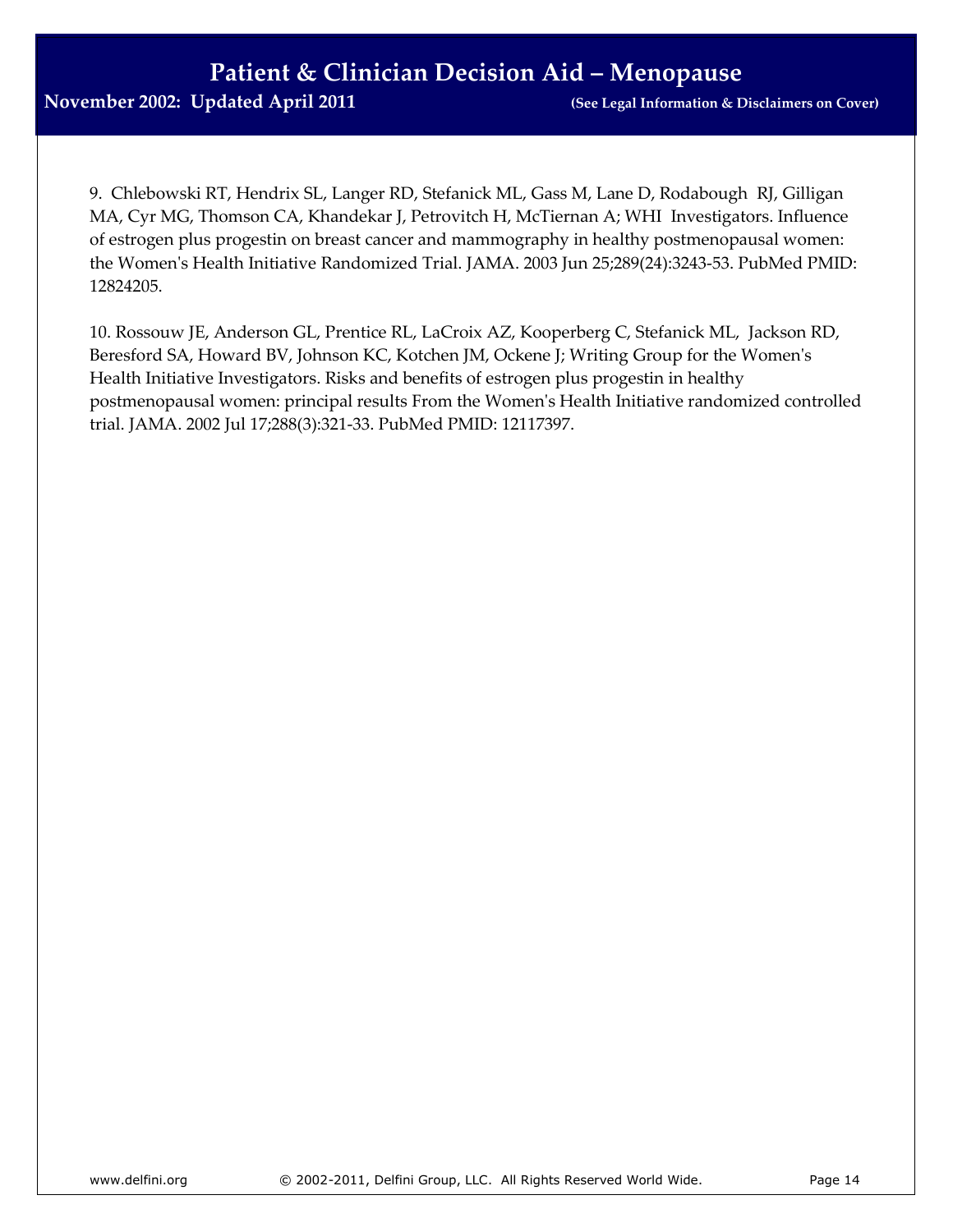9. Chlebowski RT, Hendrix SL, Langer RD, Stefanick ML, Gass M, Lane D, Rodabough RJ, Gilligan MA, Cyr MG, Thomson CA, Khandekar J, Petrovitch H, McTiernan A; WHI Investigators. Influence of estrogen plus progestin on breast cancer and mammography in healthy postmenopausal women: the Women's Health Initiative Randomized Trial. JAMA. 2003 Jun 25;289(24):3243-53. PubMed PMID: 12824205.

10. Rossouw JE, Anderson GL, Prentice RL, LaCroix AZ, Kooperberg C, Stefanick ML, Jackson RD, Beresford SA, Howard BV, Johnson KC, Kotchen JM, Ockene J; Writing Group for the Women's Health Initiative Investigators. Risks and benefits of estrogen plus progestin in healthy postmenopausal women: principal results From the Women's Health Initiative randomized controlled trial. JAMA. 2002 Jul 17;288(3):321-33. PubMed PMID: 12117397.